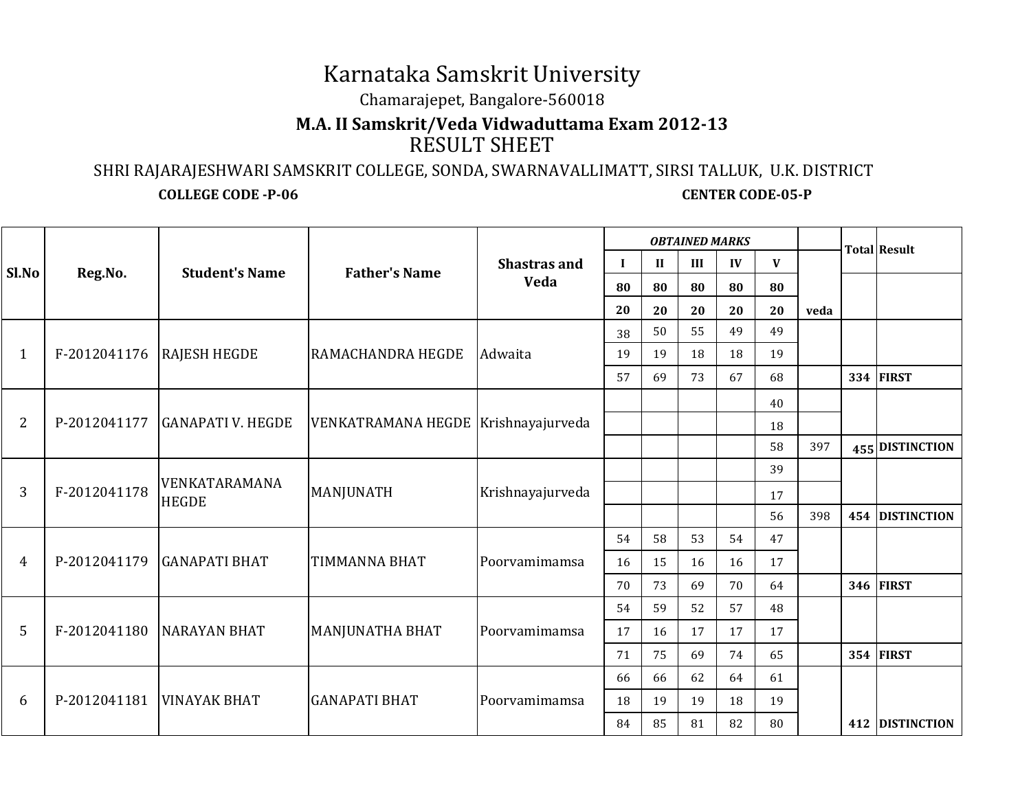# Karnataka Samskrit University

Chamarajepet, Bangalore-560018

**M.A. II Samskrit/Veda Vidwaduttama Exam 2012-13**

## RESULT SHEET

SHRI RAJARAJESHWARI SAMSKRIT COLLEGE, SONDA, SWARNAVALLIMATT, SIRSI TALLUK, U.K. DISTRICT

**COLLEGE CODE -P-06** **CENTER CODE-05-P**

| Sl.No | Reg.No. | Student's Name | Father's Name | Shastras and Veda | *OBTAINED MARKS* | | | | | | Total | Result |
|---|---|---|---|---|---|---|---|---|---|---|---|---|
| | | | | | I | II | III | IV | V | | | |
| | | | | | 80 | 80 | 80 | 80 | 80 | | | |
| | | | | | 20 | 20 | 20 | 20 | 20 | veda | | |
| 1 | F-2012041176 | RAJESH HEGDE | RAMACHANDRA HEGDE | Adwaita | 38 | 50 | 55 | 49 | 49 | | | |
| | | | | | 19 | 19 | 18 | 18 | 19 | | | |
| | | | | | 57 | 69 | 73 | 67 | 68 | | 334 | FIRST |
| 2 | P-2012041177 | GANAPATI V. HEGDE | VENKATRAMANA HEGDE | Krishnayajurveda | | | | | 40 | | | |
| | | | | | | | | | 18 | | | |
| | | | | | | | | | 58 | 397 | 455 | DISTINCTION |
| 3 | F-2012041178 | VENKATARAMANA HEGDE | MANJUNATH | Krishnayajurveda | | | | | 39 | | | |
| | | | | | | | | | 17 | | | |
| | | | | | | | | | 56 | 398 | 454 | DISTINCTION |
| 4 | P-2012041179 | GANAPATI BHAT | TIMMANNA BHAT | Poorvamimamsa | 54 | 58 | 53 | 54 | 47 | | | |
| | | | | | 16 | 15 | 16 | 16 | 17 | | | |
| | | | | | 70 | 73 | 69 | 70 | 64 | | 346 | FIRST |
| 5 | F-2012041180 | NARAYAN BHAT | MANJUNATHA BHAT | Poorvamimamsa | 54 | 59 | 52 | 57 | 48 | | | |
| | | | | | 17 | 16 | 17 | 17 | 17 | | | |
| | | | | | 71 | 75 | 69 | 74 | 65 | | 354 | FIRST |
| 6 | P-2012041181 | VINAYAK BHAT | GANAPATI BHAT | Poorvamimamsa | 66 | 66 | 62 | 64 | 61 | | | |
| | | | | | 18 | 19 | 19 | 18 | 19 | | | |
| | | | | | 84 | 85 | 81 | 82 | 80 | | 412 | DISTINCTION |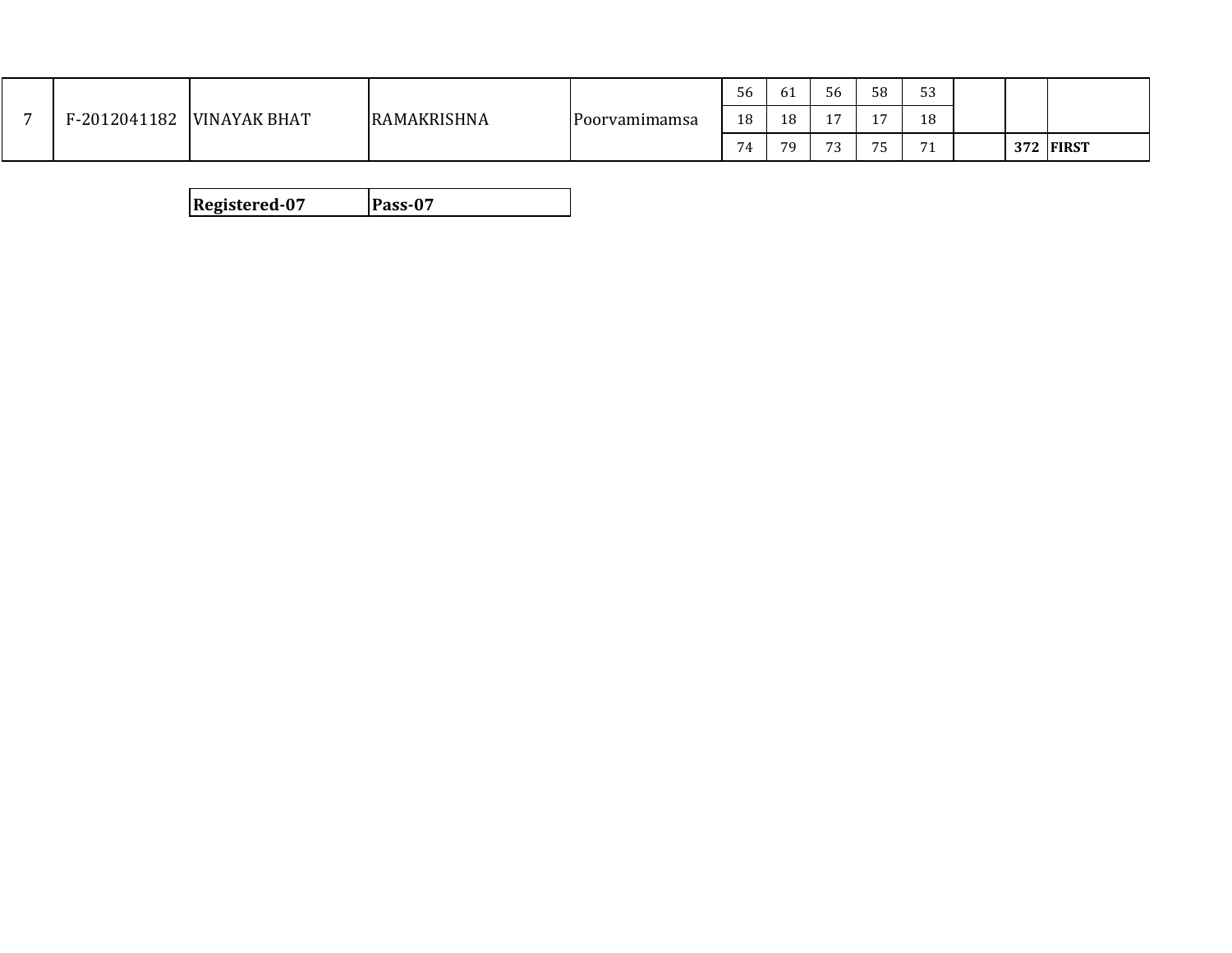| | | | | | | | | | | | | |
|---|---|---|---|---|---|---|---|---|---|---|---|---|
| 7 | F-2012041182 | VINAYAK BHAT | RAMAKRISHNA | Poorvamimamsa | 56 | 61 | 56 | 58 | 53 | | | |
| | | | | | 18 | 18 | 17 | 17 | 18 | | | |
| | | | | | 74 | 79 | 73 | 75 | 71 | | **372** | **FIRST** |

| | |
|---|---|
| **Registered-07** | **Pass-07** |